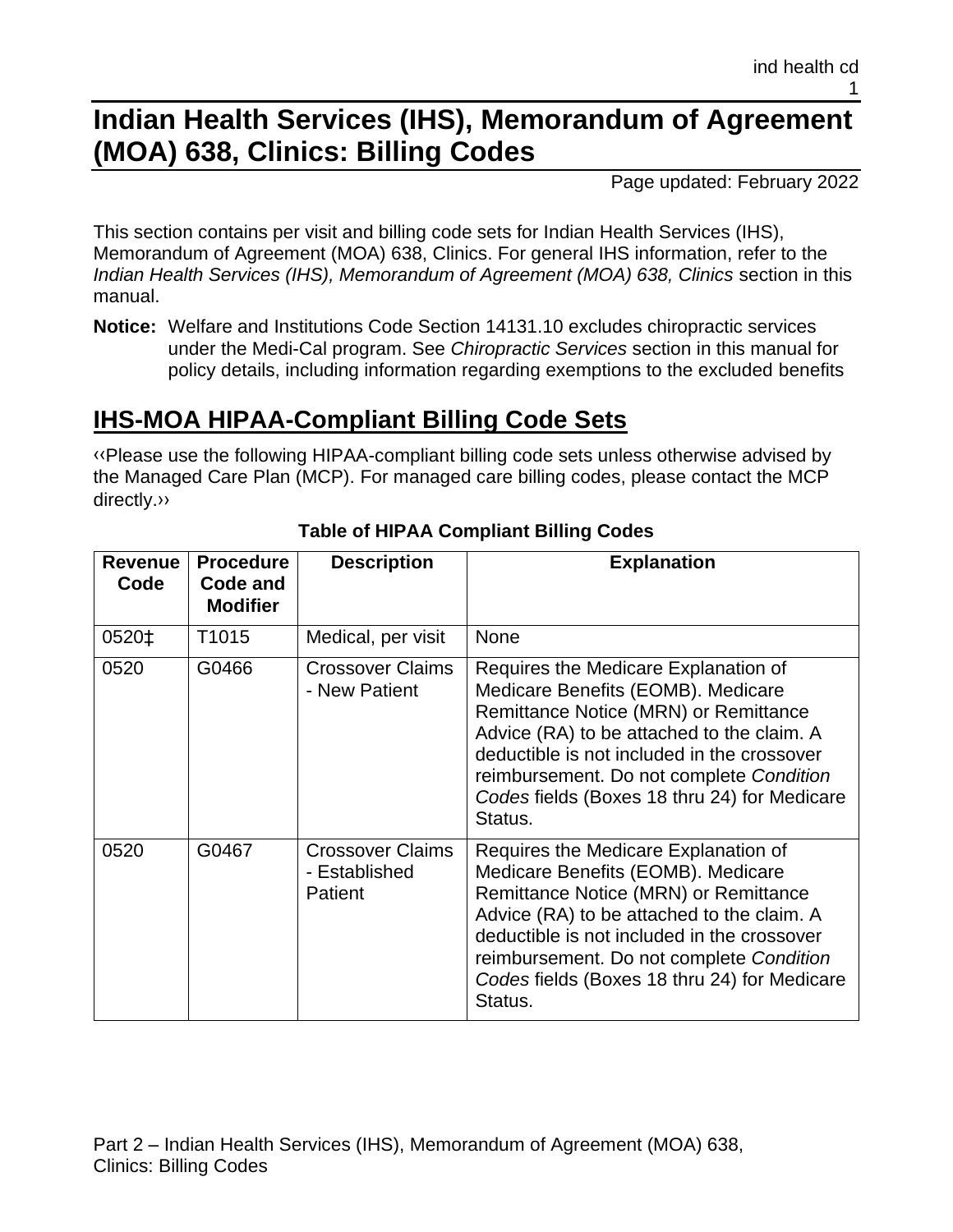# Indian Health Services (IHS), Memorandum of Agreement (MOA) 638, Clinics: Billing Codes

Page updated: February 2022

This section contains per visit and billing code sets for Indian Health Services (IHS), Memorandum of Agreement (MOA) 638, Clinics. For general IHS information, refer to the *Indian Health Services (IHS), Memorandum of Agreement (MOA) 638, Clinics* section in this manual.

**Notice:** Welfare and Institutions Code Section 14131.10 excludes chiropractic services under the Medi-Cal program. See *Chiropractic Services* section in this manual for policy details, including information regarding exemptions to the excluded benefits

## IHS-MOA HIPAA-Compliant Billing Code Sets

‹‹Please use the following HIPAA-compliant billing code sets unless otherwise advised by the Managed Care Plan (MCP). For managed care billing codes, please contact the MCP directly.››

**Table of HIPAA Compliant Billing Codes**

| Revenue Code | Procedure Code and Modifier | Description | Explanation |
|---|---|---|---|
| 0520‡ | T1015 | Medical, per visit | None |
| 0520 | G0466 | Crossover Claims - New Patient | Requires the Medicare Explanation of Medicare Benefits (EOMB). Medicare Remittance Notice (MRN) or Remittance Advice (RA) to be attached to the claim. A deductible is not included in the crossover reimbursement. Do not complete *Condition Codes* fields (Boxes 18 thru 24) for Medicare Status. |
| 0520 | G0467 | Crossover Claims - Established Patient | Requires the Medicare Explanation of Medicare Benefits (EOMB). Medicare Remittance Notice (MRN) or Remittance Advice (RA) to be attached to the claim. A deductible is not included in the crossover reimbursement. Do not complete *Condition Codes* fields (Boxes 18 thru 24) for Medicare Status. |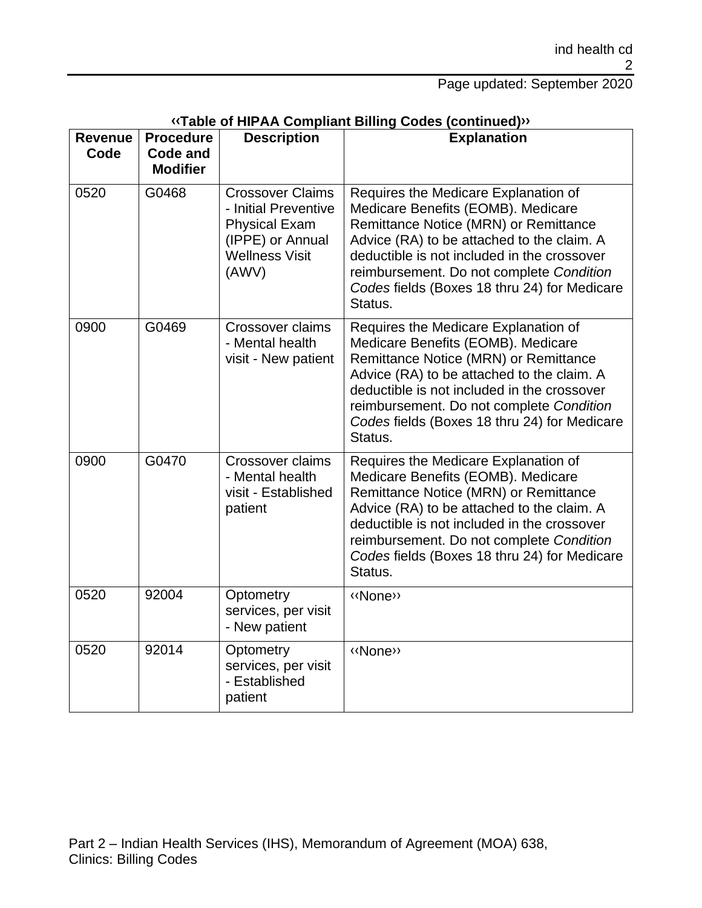**‹‹Table of HIPAA Compliant Billing Codes (continued)››**

| Revenue Code | Procedure Code and Modifier | Description | Explanation |
|---|---|---|---|
| 0520 | G0468 | Crossover Claims - Initial Preventive Physical Exam (IPPE) or Annual Wellness Visit (AWV) | Requires the Medicare Explanation of Medicare Benefits (EOMB). Medicare Remittance Notice (MRN) or Remittance Advice (RA) to be attached to the claim. A deductible is not included in the crossover reimbursement. Do not complete *Condition Codes* fields (Boxes 18 thru 24) for Medicare Status. |
| 0900 | G0469 | Crossover claims - Mental health visit - New patient | Requires the Medicare Explanation of Medicare Benefits (EOMB). Medicare Remittance Notice (MRN) or Remittance Advice (RA) to be attached to the claim. A deductible is not included in the crossover reimbursement. Do not complete *Condition Codes* fields (Boxes 18 thru 24) for Medicare Status. |
| 0900 | G0470 | Crossover claims - Mental health visit - Established patient | Requires the Medicare Explanation of Medicare Benefits (EOMB). Medicare Remittance Notice (MRN) or Remittance Advice (RA) to be attached to the claim. A deductible is not included in the crossover reimbursement. Do not complete *Condition Codes* fields (Boxes 18 thru 24) for Medicare Status. |
| 0520 | 92004 | Optometry services, per visit - New patient | ‹‹None›› |
| 0520 | 92014 | Optometry services, per visit - Established patient | ‹‹None›› |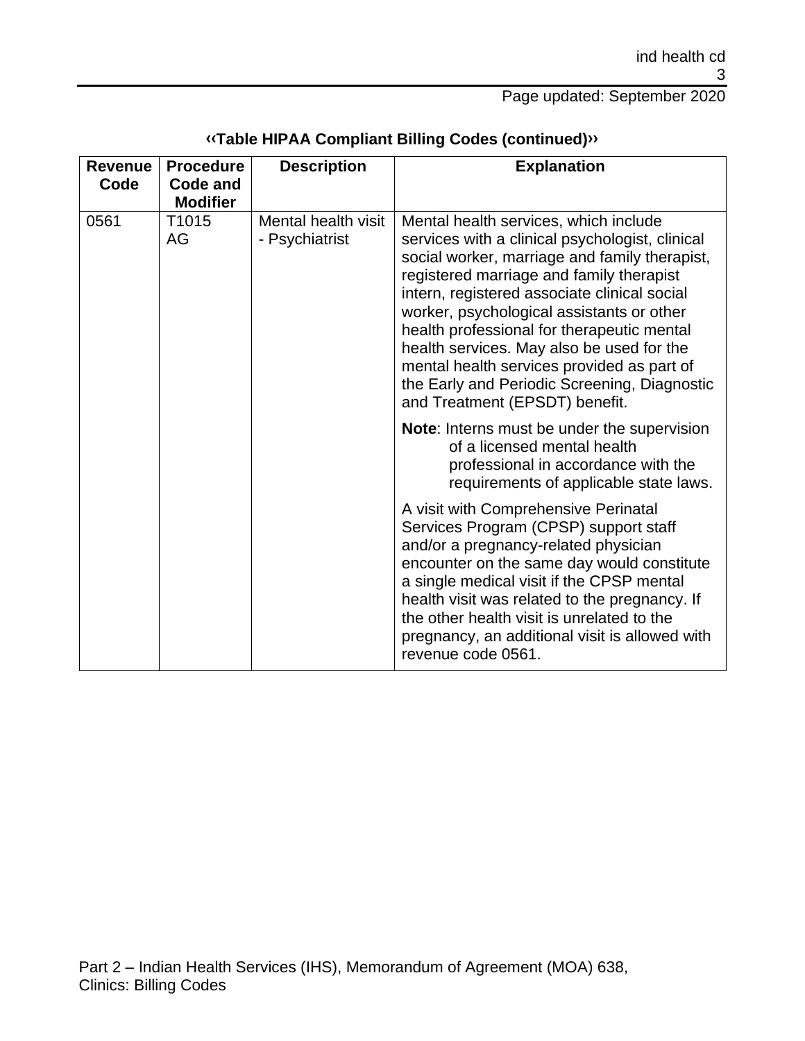**‹‹Table HIPAA Compliant Billing Codes (continued)››**

| Revenue Code | Procedure Code and Modifier | Description | Explanation |
| --- | --- | --- | --- |
| 0561 | T1015 AG | Mental health visit - Psychiatrist | Mental health services, which include services with a clinical psychologist, clinical social worker, marriage and family therapist, registered marriage and family therapist intern, registered associate clinical social worker, psychological assistants or other health professional for therapeutic mental health services. May also be used for the mental health services provided as part of the Early and Periodic Screening, Diagnostic and Treatment (EPSDT) benefit.<br><br>**Note**: Interns must be under the supervision of a licensed mental health professional in accordance with the requirements of applicable state laws.<br><br>A visit with Comprehensive Perinatal Services Program (CPSP) support staff and/or a pregnancy-related physician encounter on the same day would constitute a single medical visit if the CPSP mental health visit was related to the pregnancy. If the other health visit is unrelated to the pregnancy, an additional visit is allowed with revenue code 0561. |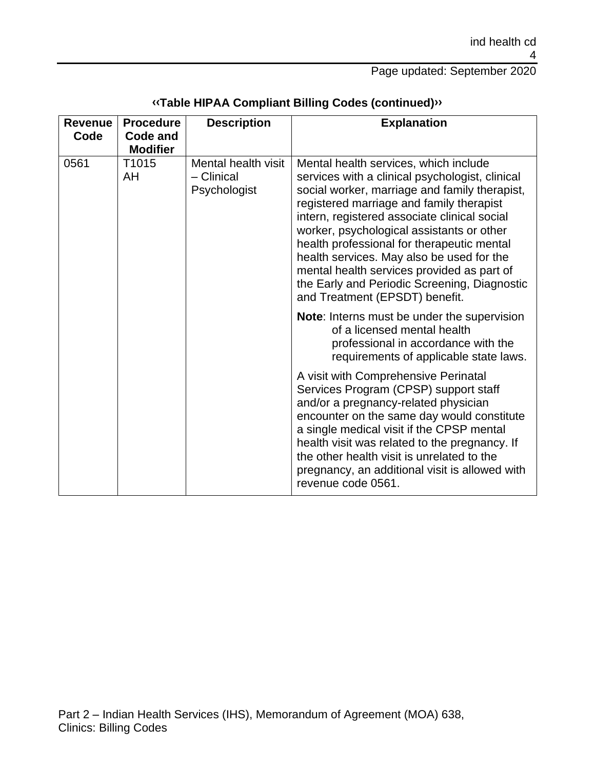**‹‹Table HIPAA Compliant Billing Codes (continued)››**

| Revenue Code | Procedure Code and Modifier | Description | Explanation |
| --- | --- | --- | --- |
| 0561 | T1015 AH | Mental health visit – Clinical Psychologist | Mental health services, which include services with a clinical psychologist, clinical social worker, marriage and family therapist, registered marriage and family therapist intern, registered associate clinical social worker, psychological assistants or other health professional for therapeutic mental health services. May also be used for the mental health services provided as part of the Early and Periodic Screening, Diagnostic and Treatment (EPSDT) benefit.<br><br>**Note**: Interns must be under the supervision of a licensed mental health professional in accordance with the requirements of applicable state laws.<br><br>A visit with Comprehensive Perinatal Services Program (CPSP) support staff and/or a pregnancy-related physician encounter on the same day would constitute a single medical visit if the CPSP mental health visit was related to the pregnancy. If the other health visit is unrelated to the pregnancy, an additional visit is allowed with revenue code 0561. |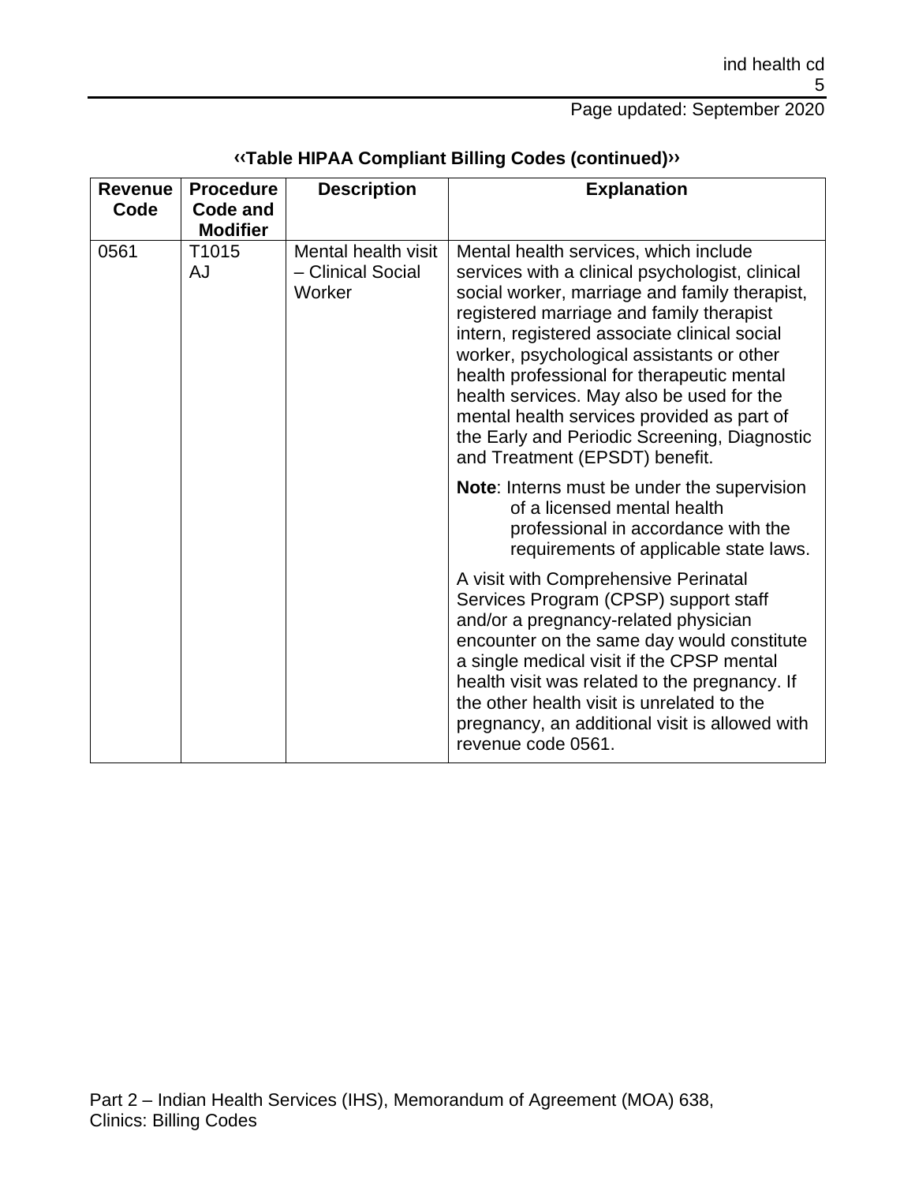**‹‹Table HIPAA Compliant Billing Codes (continued)››**

| Revenue Code | Procedure Code and Modifier | Description | Explanation |
| --- | --- | --- | --- |
| 0561 | T1015 AJ | Mental health visit – Clinical Social Worker | Mental health services, which include services with a clinical psychologist, clinical social worker, marriage and family therapist, registered marriage and family therapist intern, registered associate clinical social worker, psychological assistants or other health professional for therapeutic mental health services. May also be used for the mental health services provided as part of the Early and Periodic Screening, Diagnostic and Treatment (EPSDT) benefit.<br><br>**Note**: Interns must be under the supervision of a licensed mental health professional in accordance with the requirements of applicable state laws.<br><br>A visit with Comprehensive Perinatal Services Program (CPSP) support staff and/or a pregnancy-related physician encounter on the same day would constitute a single medical visit if the CPSP mental health visit was related to the pregnancy. If the other health visit is unrelated to the pregnancy, an additional visit is allowed with revenue code 0561. |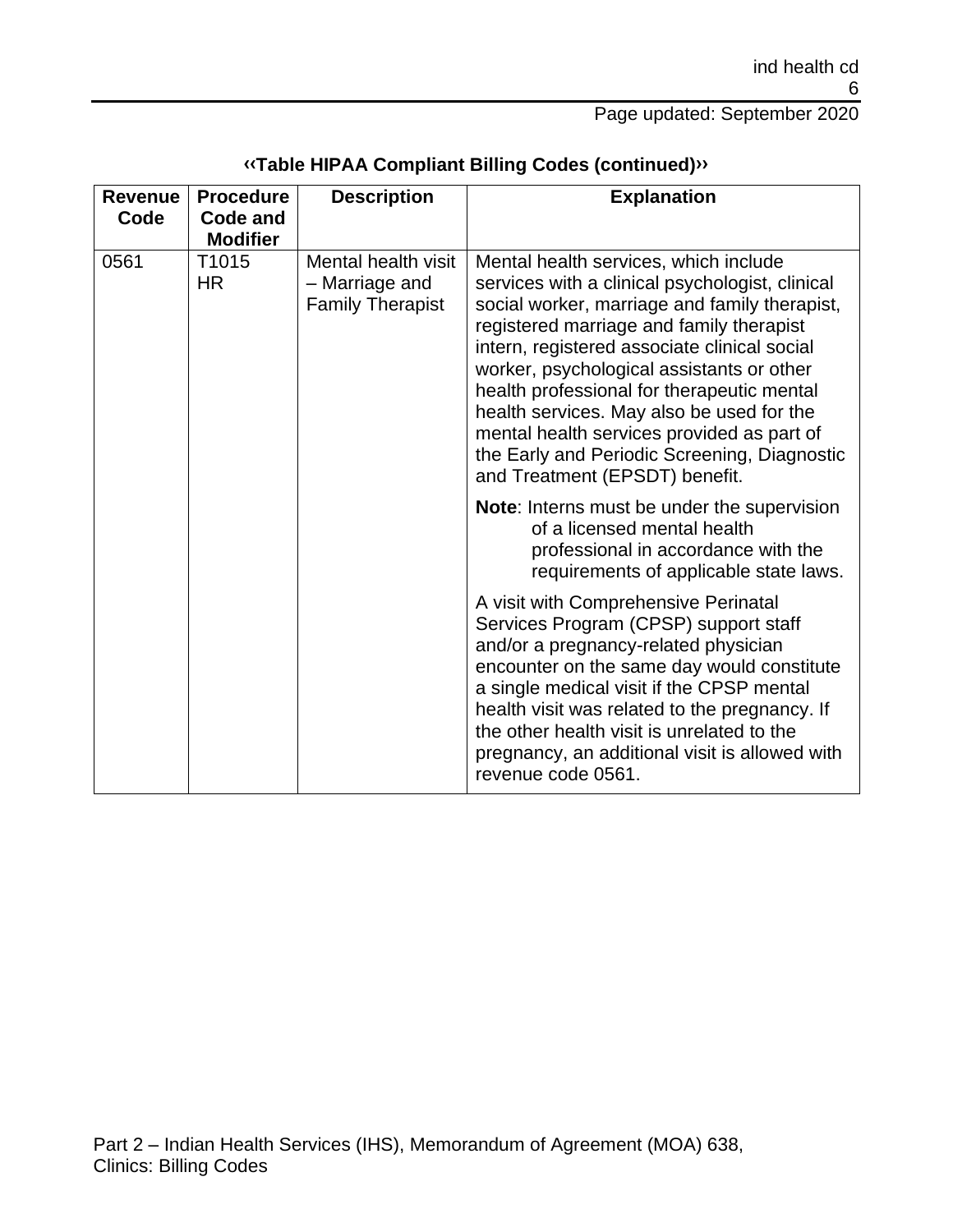**‹‹Table HIPAA Compliant Billing Codes (continued)››**

| Revenue Code | Procedure Code and Modifier | Description | Explanation |
| --- | --- | --- | --- |
| 0561 | T1015 HR | Mental health visit – Marriage and Family Therapist | Mental health services, which include services with a clinical psychologist, clinical social worker, marriage and family therapist, registered marriage and family therapist intern, registered associate clinical social worker, psychological assistants or other health professional for therapeutic mental health services. May also be used for the mental health services provided as part of the Early and Periodic Screening, Diagnostic and Treatment (EPSDT) benefit.<br><br>**Note**: Interns must be under the supervision of a licensed mental health professional in accordance with the requirements of applicable state laws.<br><br>A visit with Comprehensive Perinatal Services Program (CPSP) support staff and/or a pregnancy-related physician encounter on the same day would constitute a single medical visit if the CPSP mental health visit was related to the pregnancy. If the other health visit is unrelated to the pregnancy, an additional visit is allowed with revenue code 0561. |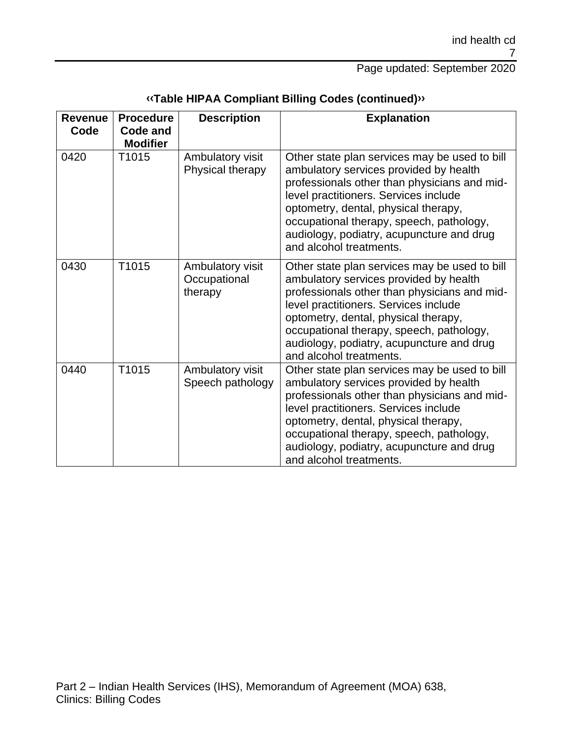**‹‹Table HIPAA Compliant Billing Codes (continued)››**

| Revenue Code | Procedure Code and Modifier | Description | Explanation |
|---|---|---|---|
| 0420 | T1015 | Ambulatory visit Physical therapy | Other state plan services may be used to bill ambulatory services provided by health professionals other than physicians and mid-level practitioners. Services include optometry, dental, physical therapy, occupational therapy, speech, pathology, audiology, podiatry, acupuncture and drug and alcohol treatments. |
| 0430 | T1015 | Ambulatory visit Occupational therapy | Other state plan services may be used to bill ambulatory services provided by health professionals other than physicians and mid-level practitioners. Services include optometry, dental, physical therapy, occupational therapy, speech, pathology, audiology, podiatry, acupuncture and drug and alcohol treatments. |
| 0440 | T1015 | Ambulatory visit Speech pathology | Other state plan services may be used to bill ambulatory services provided by health professionals other than physicians and mid-level practitioners. Services include optometry, dental, physical therapy, occupational therapy, speech, pathology, audiology, podiatry, acupuncture and drug and alcohol treatments. |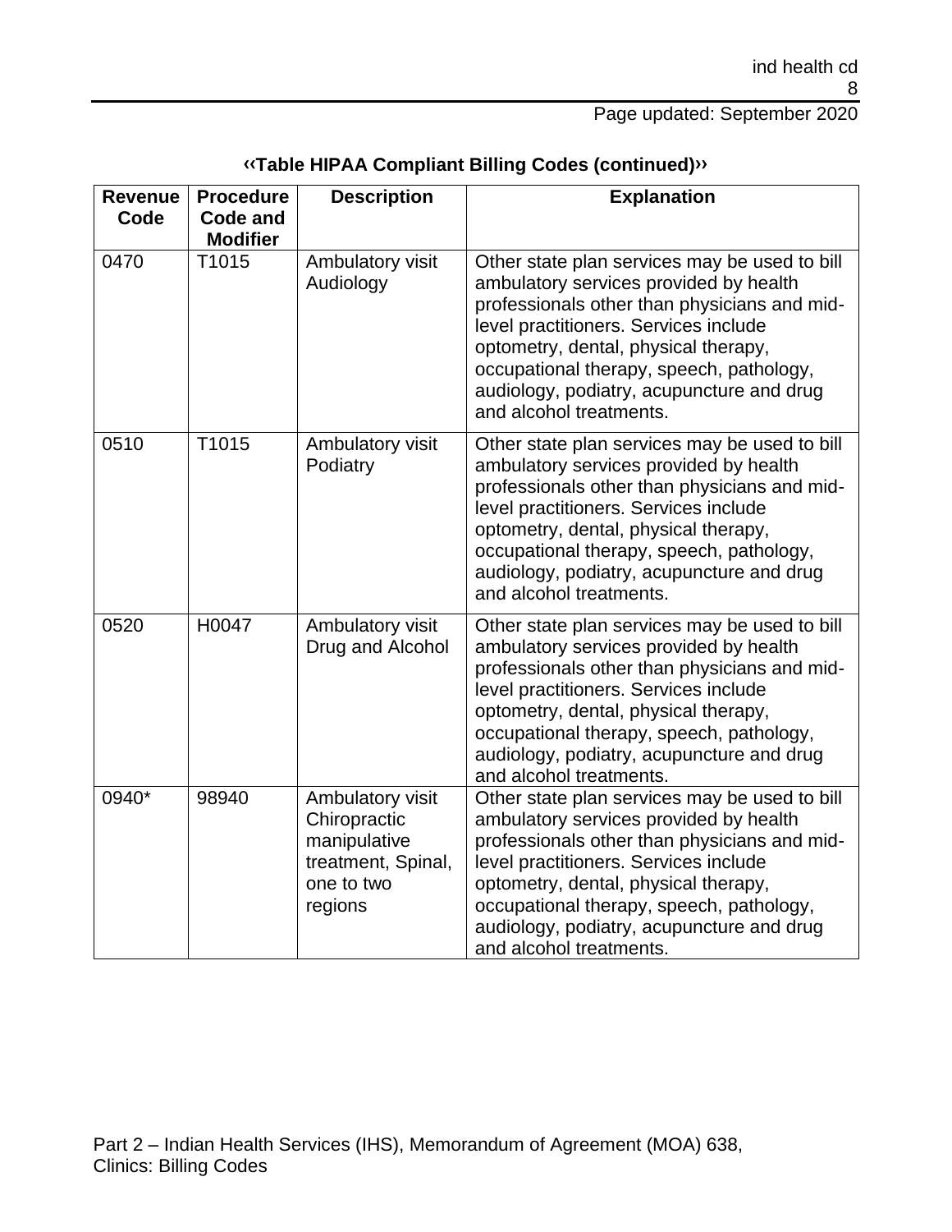**‹‹Table HIPAA Compliant Billing Codes (continued)››**

| Revenue Code | Procedure Code and Modifier | Description | Explanation |
|---|---|---|---|
| 0470 | T1015 | Ambulatory visit Audiology | Other state plan services may be used to bill ambulatory services provided by health professionals other than physicians and mid-level practitioners. Services include optometry, dental, physical therapy, occupational therapy, speech, pathology, audiology, podiatry, acupuncture and drug and alcohol treatments. |
| 0510 | T1015 | Ambulatory visit Podiatry | Other state plan services may be used to bill ambulatory services provided by health professionals other than physicians and mid-level practitioners. Services include optometry, dental, physical therapy, occupational therapy, speech, pathology, audiology, podiatry, acupuncture and drug and alcohol treatments. |
| 0520 | H0047 | Ambulatory visit Drug and Alcohol | Other state plan services may be used to bill ambulatory services provided by health professionals other than physicians and mid-level practitioners. Services include optometry, dental, physical therapy, occupational therapy, speech, pathology, audiology, podiatry, acupuncture and drug and alcohol treatments. |
| 0940* | 98940 | Ambulatory visit Chiropractic manipulative treatment, Spinal, one to two regions | Other state plan services may be used to bill ambulatory services provided by health professionals other than physicians and mid-level practitioners. Services include optometry, dental, physical therapy, occupational therapy, speech, pathology, audiology, podiatry, acupuncture and drug and alcohol treatments. |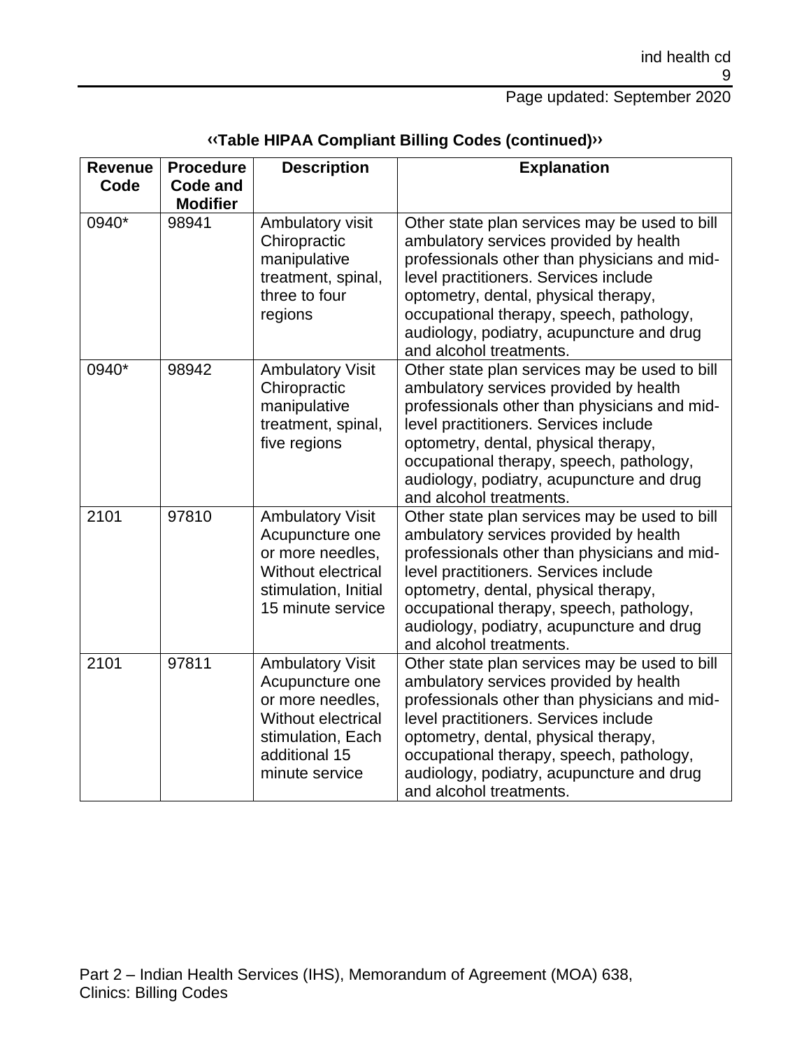**‹‹Table HIPAA Compliant Billing Codes (continued)››**

| Revenue Code | Procedure Code and Modifier | Description | Explanation |
|---|---|---|---|
| 0940* | 98941 | Ambulatory visit Chiropractic manipulative treatment, spinal, three to four regions | Other state plan services may be used to bill ambulatory services provided by health professionals other than physicians and mid-level practitioners. Services include optometry, dental, physical therapy, occupational therapy, speech, pathology, audiology, podiatry, acupuncture and drug and alcohol treatments. |
| 0940* | 98942 | Ambulatory Visit Chiropractic manipulative treatment, spinal, five regions | Other state plan services may be used to bill ambulatory services provided by health professionals other than physicians and mid-level practitioners. Services include optometry, dental, physical therapy, occupational therapy, speech, pathology, audiology, podiatry, acupuncture and drug and alcohol treatments. |
| 2101 | 97810 | Ambulatory Visit Acupuncture one or more needles, Without electrical stimulation, Initial 15 minute service | Other state plan services may be used to bill ambulatory services provided by health professionals other than physicians and mid-level practitioners. Services include optometry, dental, physical therapy, occupational therapy, speech, pathology, audiology, podiatry, acupuncture and drug and alcohol treatments. |
| 2101 | 97811 | Ambulatory Visit Acupuncture one or more needles, Without electrical stimulation, Each additional 15 minute service | Other state plan services may be used to bill ambulatory services provided by health professionals other than physicians and mid-level practitioners. Services include optometry, dental, physical therapy, occupational therapy, speech, pathology, audiology, podiatry, acupuncture and drug and alcohol treatments. |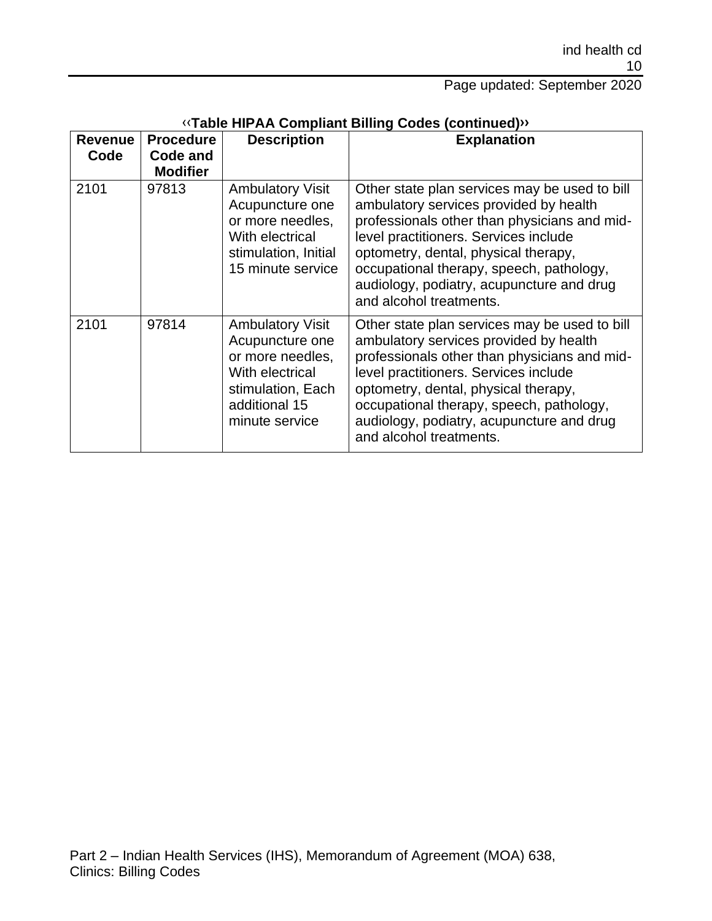‹‹**Table HIPAA Compliant Billing Codes (continued)**››

| Revenue Code | Procedure Code and Modifier | Description | Explanation |
|---|---|---|---|
| 2101 | 97813 | Ambulatory Visit Acupuncture one or more needles, With electrical stimulation, Initial 15 minute service | Other state plan services may be used to bill ambulatory services provided by health professionals other than physicians and mid-level practitioners. Services include optometry, dental, physical therapy, occupational therapy, speech, pathology, audiology, podiatry, acupuncture and drug and alcohol treatments. |
| 2101 | 97814 | Ambulatory Visit Acupuncture one or more needles, With electrical stimulation, Each additional 15 minute service | Other state plan services may be used to bill ambulatory services provided by health professionals other than physicians and mid-level practitioners. Services include optometry, dental, physical therapy, occupational therapy, speech, pathology, audiology, podiatry, acupuncture and drug and alcohol treatments. |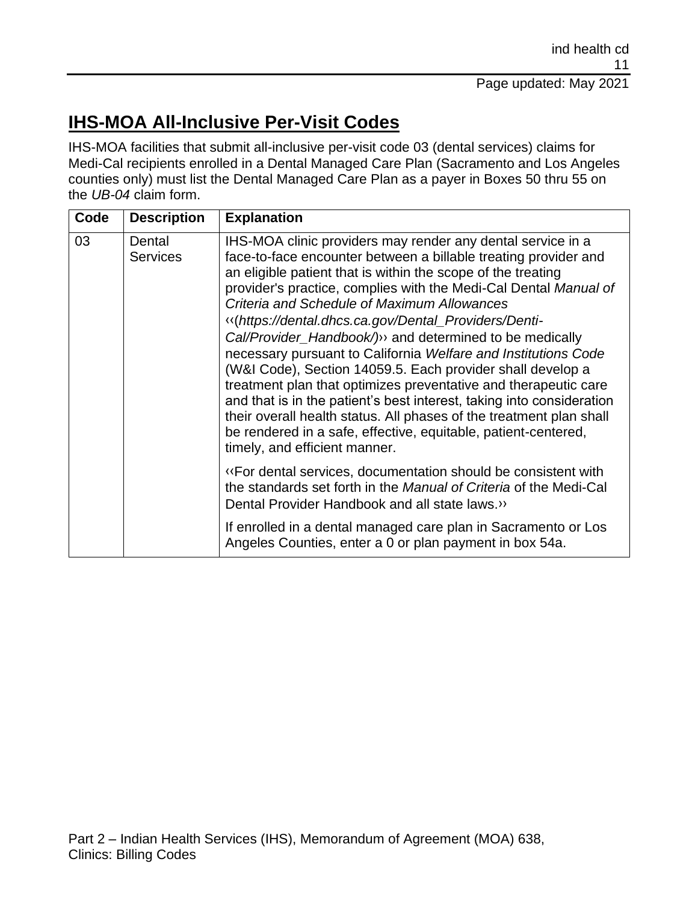## IHS-MOA All-Inclusive Per-Visit Codes

IHS-MOA facilities that submit all-inclusive per-visit code 03 (dental services) claims for Medi-Cal recipients enrolled in a Dental Managed Care Plan (Sacramento and Los Angeles counties only) must list the Dental Managed Care Plan as a payer in Boxes 50 thru 55 on the *UB-04* claim form.

| Code | Description | Explanation |
| --- | --- | --- |
| 03 | Dental Services | IHS-MOA clinic providers may render any dental service in a face-to-face encounter between a billable treating provider and an eligible patient that is within the scope of the treating provider's practice, complies with the Medi-Cal Dental *Manual of Criteria and Schedule of Maximum Allowances* ‹‹(*https://dental.dhcs.ca.gov/Dental_Providers/Denti-Cal/Provider_Handbook/)*›› and determined to be medically necessary pursuant to California *Welfare and Institutions Code* (W&I Code), Section 14059.5. Each provider shall develop a treatment plan that optimizes preventative and therapeutic care and that is in the patient's best interest, taking into consideration their overall health status. All phases of the treatment plan shall be rendered in a safe, effective, equitable, patient-centered, timely, and efficient manner.<br><br>‹‹For dental services, documentation should be consistent with the standards set forth in the *Manual of Criteria* of the Medi-Cal Dental Provider Handbook and all state laws.››<br><br>If enrolled in a dental managed care plan in Sacramento or Los Angeles Counties, enter a 0 or plan payment in box 54a. |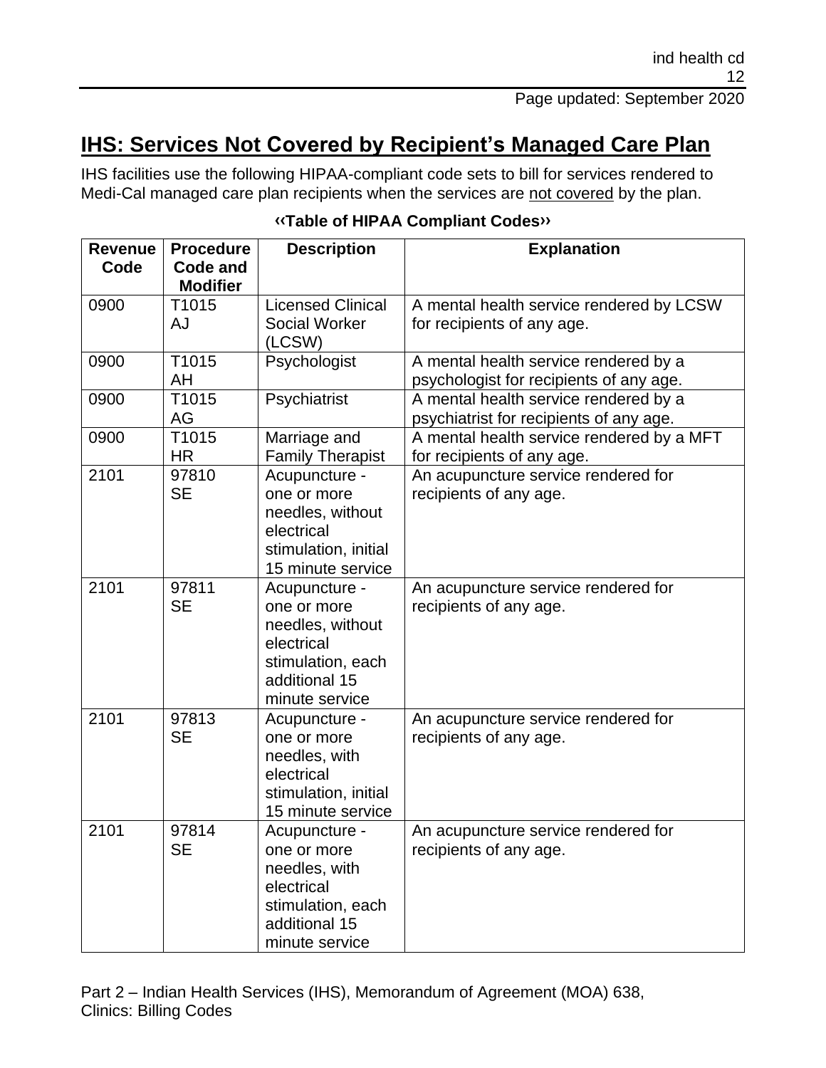# IHS: Services Not Covered by Recipient's Managed Care Plan

IHS facilities use the following HIPAA-compliant code sets to bill for services rendered to Medi-Cal managed care plan recipients when the services are not covered by the plan.

**‹‹Table of HIPAA Compliant Codes››**

| Revenue Code | Procedure Code and Modifier | Description | Explanation |
|---|---|---|---|
| 0900 | T1015 AJ | Licensed Clinical Social Worker (LCSW) | A mental health service rendered by LCSW for recipients of any age. |
| 0900 | T1015 AH | Psychologist | A mental health service rendered by a psychologist for recipients of any age. |
| 0900 | T1015 AG | Psychiatrist | A mental health service rendered by a psychiatrist for recipients of any age. |
| 0900 | T1015 HR | Marriage and Family Therapist | A mental health service rendered by a MFT for recipients of any age. |
| 2101 | 97810 SE | Acupuncture - one or more needles, without electrical stimulation, initial 15 minute service | An acupuncture service rendered for recipients of any age. |
| 2101 | 97811 SE | Acupuncture - one or more needles, without electrical stimulation, each additional 15 minute service | An acupuncture service rendered for recipients of any age. |
| 2101 | 97813 SE | Acupuncture - one or more needles, with electrical stimulation, initial 15 minute service | An acupuncture service rendered for recipients of any age. |
| 2101 | 97814 SE | Acupuncture - one or more needles, with electrical stimulation, each additional 15 minute service | An acupuncture service rendered for recipients of any age. |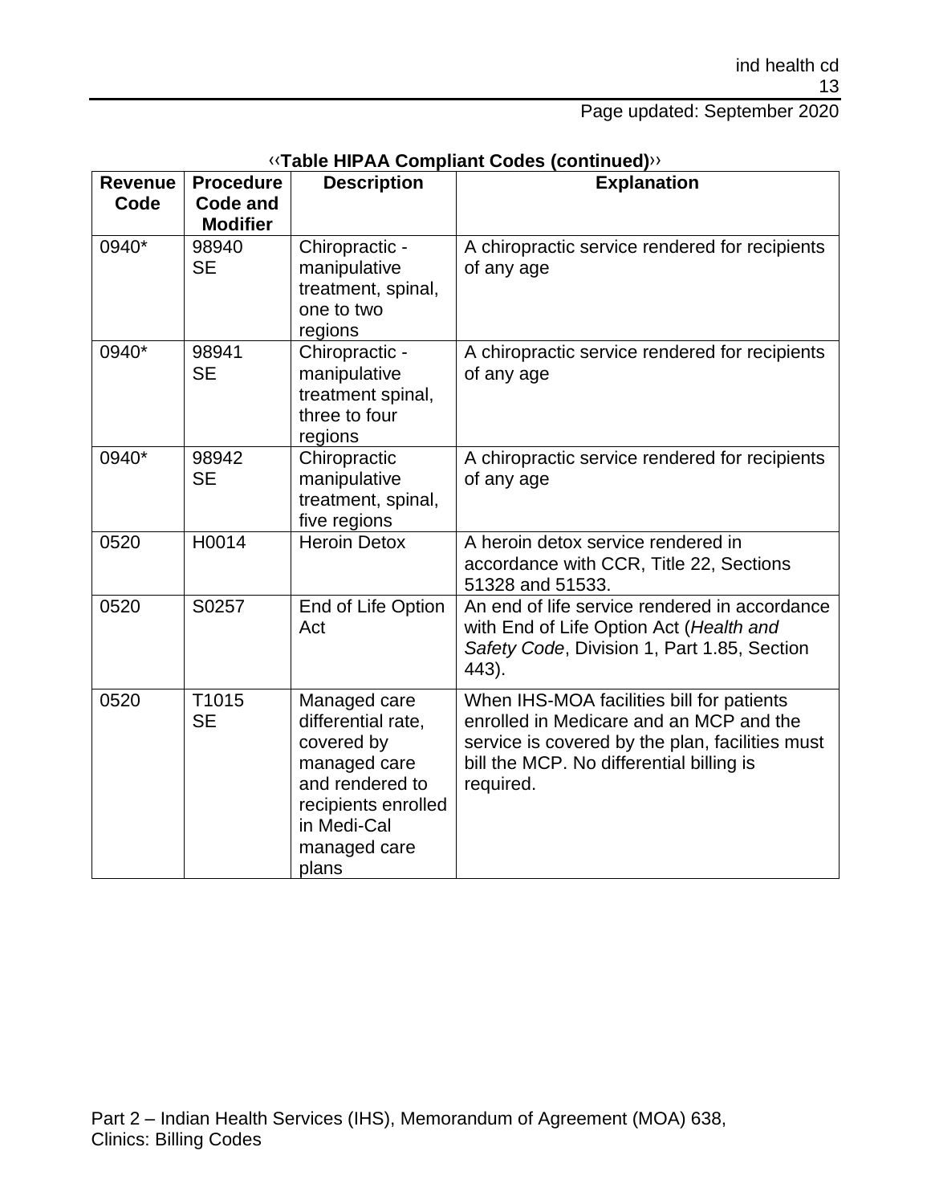‹‹**Table HIPAA Compliant Codes (continued)**››

| Revenue Code | Procedure Code and Modifier | Description | Explanation |
| --- | --- | --- | --- |
| 0940* | 98940 SE | Chiropractic - manipulative treatment, spinal, one to two regions | A chiropractic service rendered for recipients of any age |
| 0940* | 98941 SE | Chiropractic - manipulative treatment spinal, three to four regions | A chiropractic service rendered for recipients of any age |
| 0940* | 98942 SE | Chiropractic manipulative treatment, spinal, five regions | A chiropractic service rendered for recipients of any age |
| 0520 | H0014 | Heroin Detox | A heroin detox service rendered in accordance with CCR, Title 22, Sections 51328 and 51533. |
| 0520 | S0257 | End of Life Option Act | An end of life service rendered in accordance with End of Life Option Act (*Health and Safety Code*, Division 1, Part 1.85, Section 443). |
| 0520 | T1015 SE | Managed care differential rate, covered by managed care and rendered to recipients enrolled in Medi-Cal managed care plans | When IHS-MOA facilities bill for patients enrolled in Medicare and an MCP and the service is covered by the plan, facilities must bill the MCP. No differential billing is required. |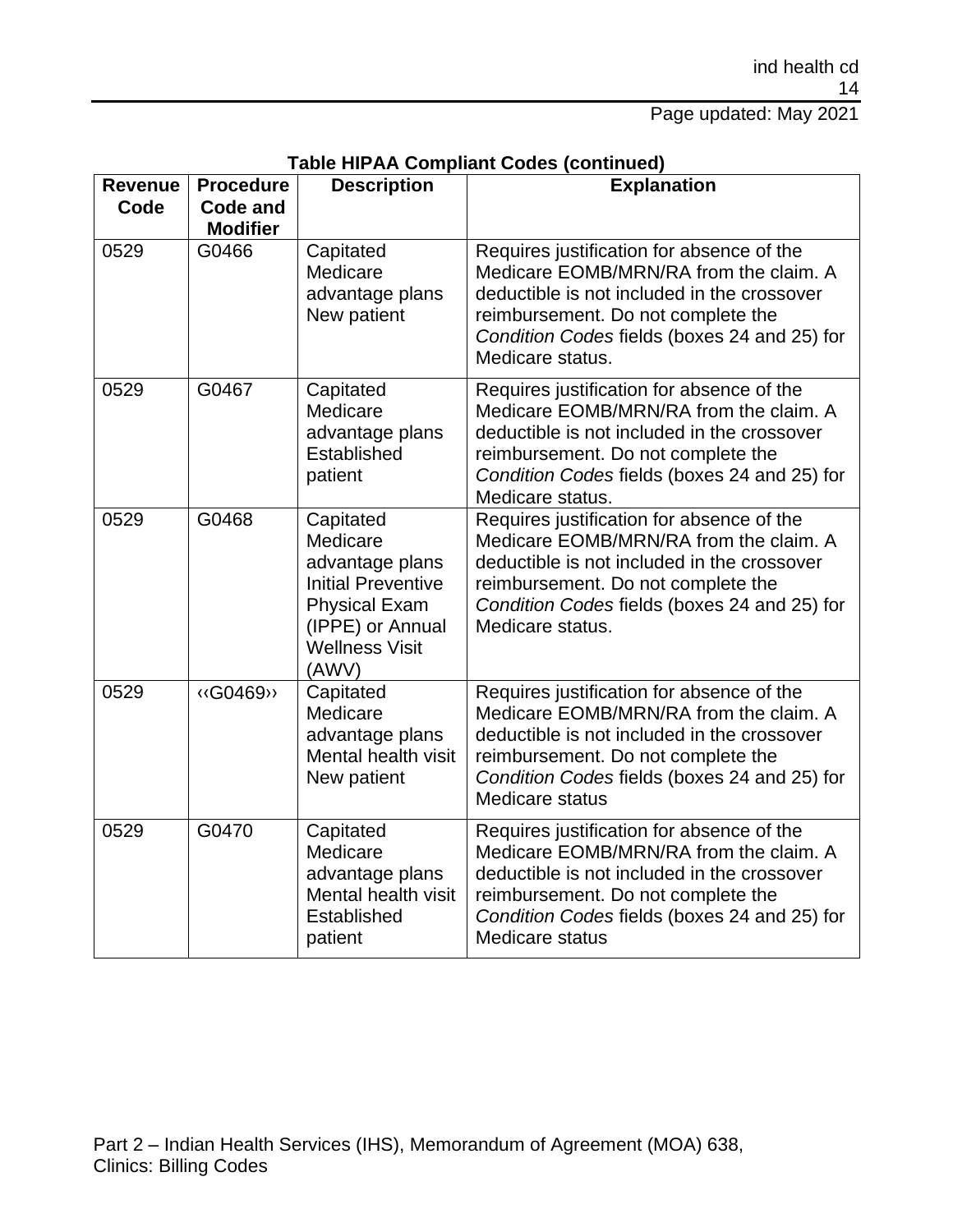**Table HIPAA Compliant Codes (continued)**

| Revenue Code | Procedure Code and Modifier | Description | Explanation |
| --- | --- | --- | --- |
| 0529 | G0466 | Capitated Medicare advantage plans New patient | Requires justification for absence of the Medicare EOMB/MRN/RA from the claim. A deductible is not included in the crossover reimbursement. Do not complete the *Condition Codes* fields (boxes 24 and 25) for Medicare status. |
| 0529 | G0467 | Capitated Medicare advantage plans Established patient | Requires justification for absence of the Medicare EOMB/MRN/RA from the claim. A deductible is not included in the crossover reimbursement. Do not complete the *Condition Codes* fields (boxes 24 and 25) for Medicare status. |
| 0529 | G0468 | Capitated Medicare advantage plans Initial Preventive Physical Exam (IPPE) or Annual Wellness Visit (AWV) | Requires justification for absence of the Medicare EOMB/MRN/RA from the claim. A deductible is not included in the crossover reimbursement. Do not complete the *Condition Codes* fields (boxes 24 and 25) for Medicare status. |
| 0529 | ‹‹G0469›› | Capitated Medicare advantage plans Mental health visit New patient | Requires justification for absence of the Medicare EOMB/MRN/RA from the claim. A deductible is not included in the crossover reimbursement. Do not complete the *Condition Codes* fields (boxes 24 and 25) for Medicare status |
| 0529 | G0470 | Capitated Medicare advantage plans Mental health visit Established patient | Requires justification for absence of the Medicare EOMB/MRN/RA from the claim. A deductible is not included in the crossover reimbursement. Do not complete the *Condition Codes* fields (boxes 24 and 25) for Medicare status |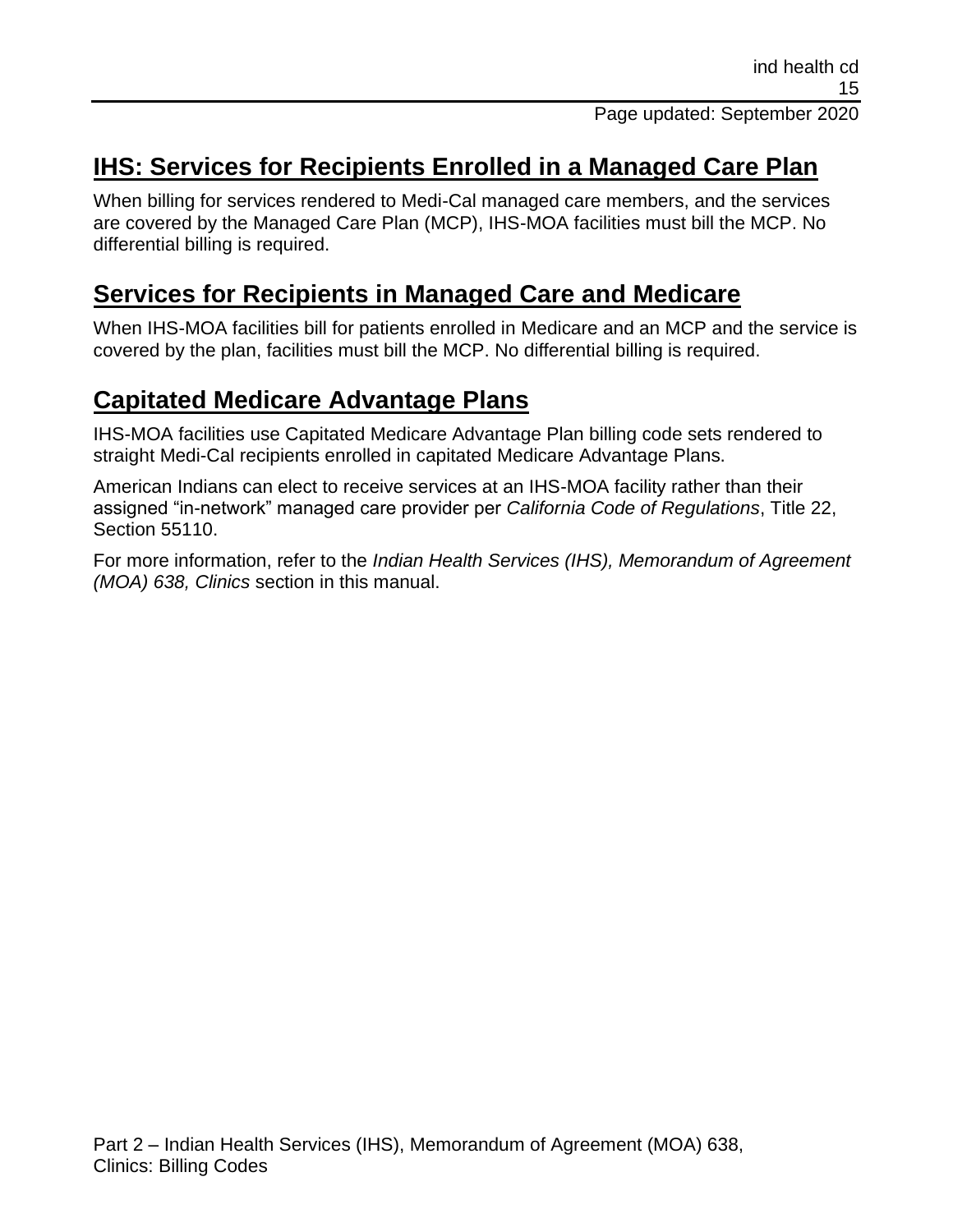## IHS: Services for Recipients Enrolled in a Managed Care Plan

When billing for services rendered to Medi-Cal managed care members, and the services are covered by the Managed Care Plan (MCP), IHS-MOA facilities must bill the MCP. No differential billing is required.

## Services for Recipients in Managed Care and Medicare

When IHS-MOA facilities bill for patients enrolled in Medicare and an MCP and the service is covered by the plan, facilities must bill the MCP. No differential billing is required.

## Capitated Medicare Advantage Plans

IHS-MOA facilities use Capitated Medicare Advantage Plan billing code sets rendered to straight Medi-Cal recipients enrolled in capitated Medicare Advantage Plans.

American Indians can elect to receive services at an IHS-MOA facility rather than their assigned "in-network" managed care provider per *California Code of Regulations*, Title 22, Section 55110.

For more information, refer to the *Indian Health Services (IHS), Memorandum of Agreement (MOA) 638, Clinics* section in this manual.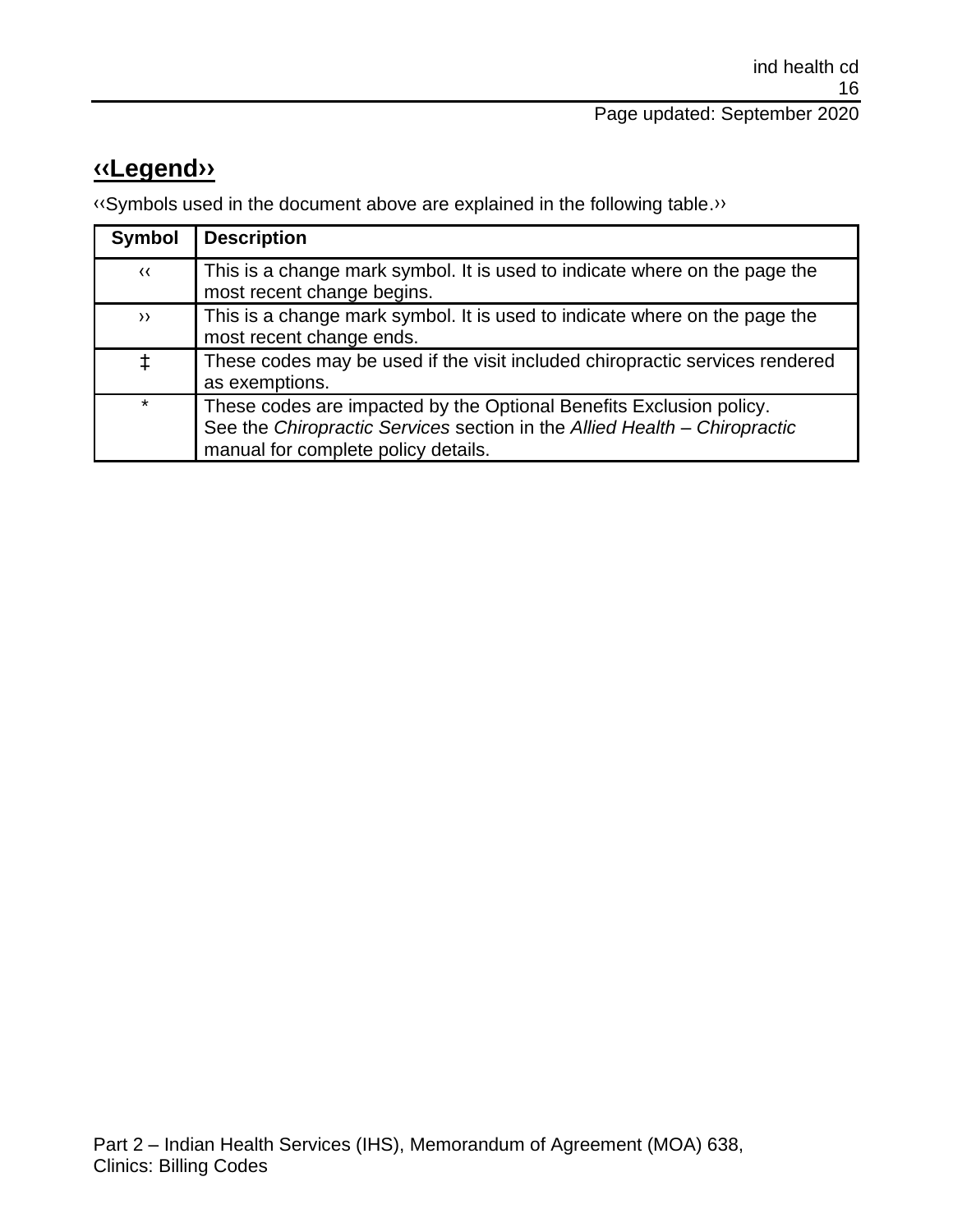## ‹‹Legend››

‹‹Symbols used in the document above are explained in the following table.››

| Symbol | Description |
|---|---|
| ‹‹ | This is a change mark symbol. It is used to indicate where on the page the most recent change begins. |
| ›› | This is a change mark symbol. It is used to indicate where on the page the most recent change ends. |
| ‡ | These codes may be used if the visit included chiropractic services rendered as exemptions. |
| * | These codes are impacted by the Optional Benefits Exclusion policy. See the *Chiropractic Services* section in the *Allied Health – Chiropractic* manual for complete policy details. |